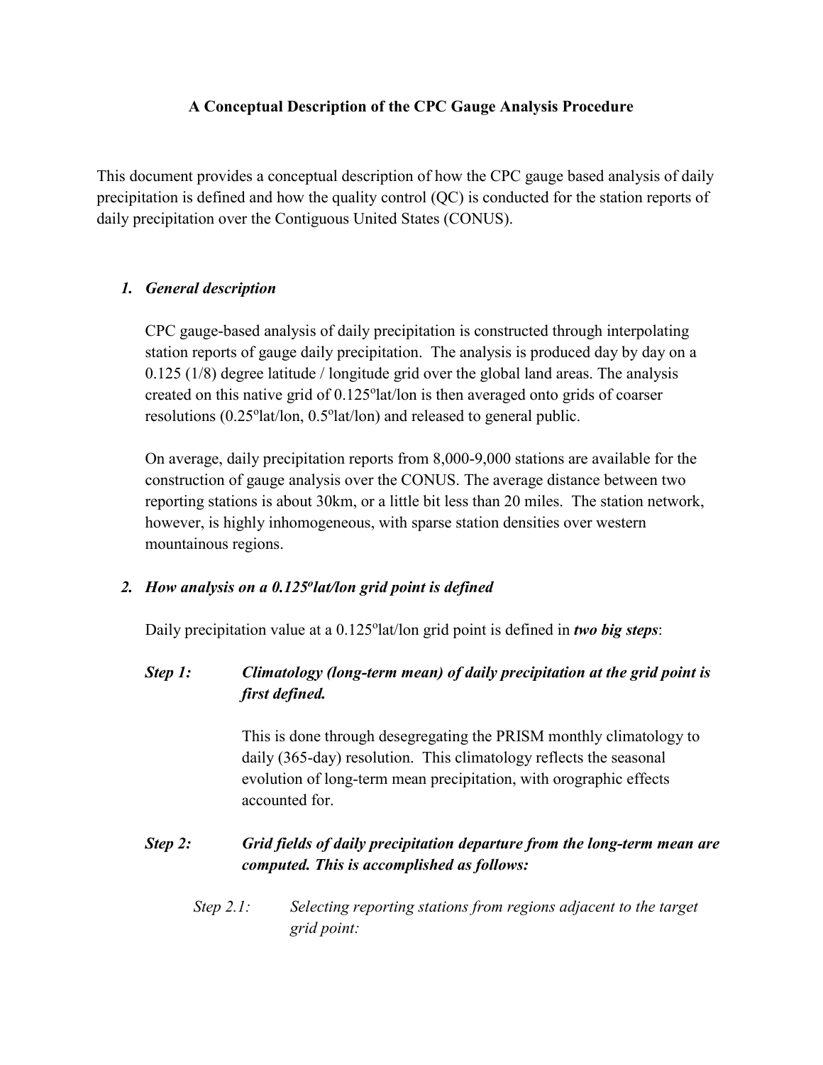# A Conceptual Description of the CPC Gauge Analysis Procedure

This document provides a conceptual description of how the CPC gauge based analysis of daily precipitation is defined and how the quality control (QC) is conducted for the station reports of daily precipitation over the Contiguous United States (CONUS).

## 1. *General description*

CPC gauge-based analysis of daily precipitation is constructed through interpolating station reports of gauge daily precipitation. The analysis is produced day by day on a 0.125 (1/8) degree latitude / longitude grid over the global land areas. The analysis created on this native grid of 0.125°lat/lon is then averaged onto grids of coarser resolutions (0.25°lat/lon, 0.5°lat/lon) and released to general public.

On average, daily precipitation reports from 8,000-9,000 stations are available for the construction of gauge analysis over the CONUS. The average distance between two reporting stations is about 30km, or a little bit less than 20 miles. The station network, however, is highly inhomogeneous, with sparse station densities over western mountainous regions.

## 2. *How analysis on a 0.125°lat/lon grid point is defined*

Daily precipitation value at a 0.125°lat/lon grid point is defined in ***two big steps***:

***Step 1: Climatology (long-term mean) of daily precipitation at the grid point is first defined.***

This is done through desegregating the PRISM monthly climatology to daily (365-day) resolution. This climatology reflects the seasonal evolution of long-term mean precipitation, with orographic effects accounted for.

***Step 2: Grid fields of daily precipitation departure from the long-term mean are computed. This is accomplished as follows:***

*Step 2.1: Selecting reporting stations from regions adjacent to the target grid point:*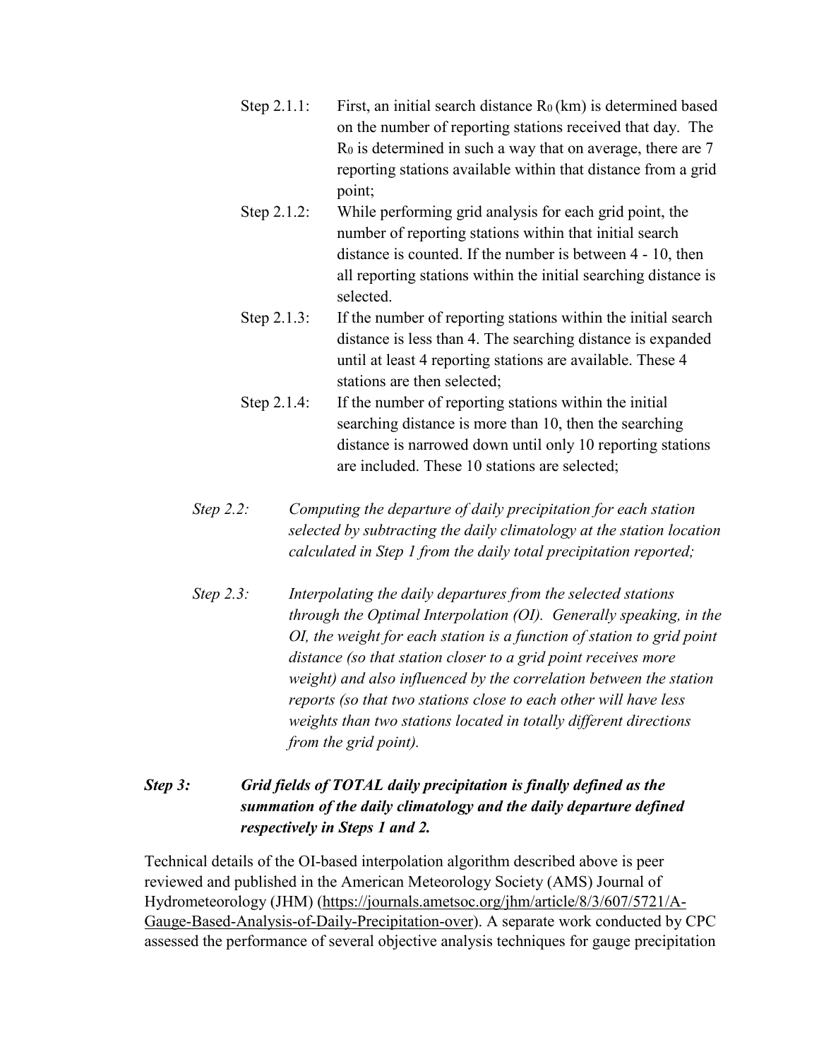Step 2.1.1: First, an initial search distance $R_0$ (km) is determined based on the number of reporting stations received that day. The $R_0$ is determined in such a way that on average, there are 7 reporting stations available within that distance from a grid point;

Step 2.1.2: While performing grid analysis for each grid point, the number of reporting stations within that initial search distance is counted. If the number is between 4 - 10, then all reporting stations within the initial searching distance is selected.

Step 2.1.3: If the number of reporting stations within the initial search distance is less than 4. The searching distance is expanded until at least 4 reporting stations are available. These 4 stations are then selected;

Step 2.1.4: If the number of reporting stations within the initial searching distance is more than 10, then the searching distance is narrowed down until only 10 reporting stations are included. These 10 stations are selected;

*Step 2.2: Computing the departure of daily precipitation for each station selected by subtracting the daily climatology at the station location calculated in Step 1 from the daily total precipitation reported;*

*Step 2.3: Interpolating the daily departures from the selected stations through the Optimal Interpolation (OI). Generally speaking, in the OI, the weight for each station is a function of station to grid point distance (so that station closer to a grid point receives more weight) and also influenced by the correlation between the station reports (so that two stations close to each other will have less weights than two stations located in totally different directions from the grid point).*

***Step 3: Grid fields of TOTAL daily precipitation is finally defined as the summation of the daily climatology and the daily departure defined respectively in Steps 1 and 2.***

Technical details of the OI-based interpolation algorithm described above is peer reviewed and published in the American Meteorology Society (AMS) Journal of Hydrometeorology (JHM) (https://journals.ametsoc.org/jhm/article/8/3/607/5721/A-Gauge-Based-Analysis-of-Daily-Precipitation-over). A separate work conducted by CPC assessed the performance of several objective analysis techniques for gauge precipitation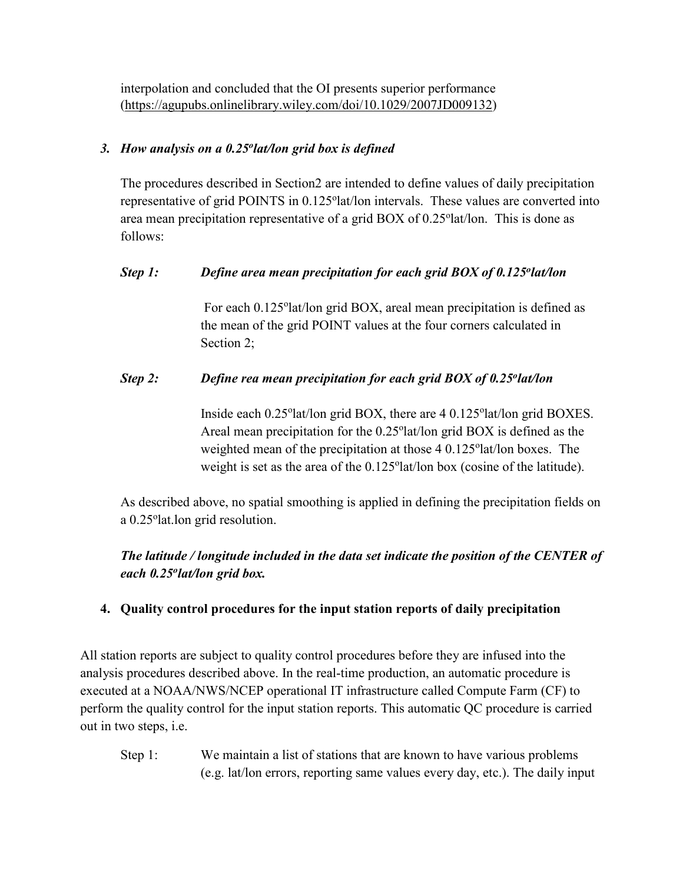interpolation and concluded that the OI presents superior performance (https://agupubs.onlinelibrary.wiley.com/doi/10.1029/2007JD009132)

### *3. How analysis on a 0.25°lat/lon grid box is defined*

The procedures described in Section2 are intended to define values of daily precipitation representative of grid POINTS in 0.125°lat/lon intervals. These values are converted into area mean precipitation representative of a grid BOX of 0.25°lat/lon. This is done as follows:

***Step 1:*** ***Define area mean precipitation for each grid BOX of 0.125°lat/lon***

For each 0.125°lat/lon grid BOX, areal mean precipitation is defined as the mean of the grid POINT values at the four corners calculated in Section 2;

***Step 2:*** ***Define rea mean precipitation for each grid BOX of 0.25°lat/lon***

Inside each 0.25°lat/lon grid BOX, there are 4 0.125°lat/lon grid BOXES. Areal mean precipitation for the 0.25°lat/lon grid BOX is defined as the weighted mean of the precipitation at those 4 0.125°lat/lon boxes. The weight is set as the area of the 0.125°lat/lon box (cosine of the latitude).

As described above, no spatial smoothing is applied in defining the precipitation fields on a 0.25°lat.lon grid resolution.

***The latitude / longitude included in the data set indicate the position of the CENTER of each 0.25°lat/lon grid box.***

### 4. Quality control procedures for the input station reports of daily precipitation

All station reports are subject to quality control procedures before they are infused into the analysis procedures described above. In the real-time production, an automatic procedure is executed at a NOAA/NWS/NCEP operational IT infrastructure called Compute Farm (CF) to perform the quality control for the input station reports. This automatic QC procedure is carried out in two steps, i.e.

Step 1: We maintain a list of stations that are known to have various problems (e.g. lat/lon errors, reporting same values every day, etc.). The daily input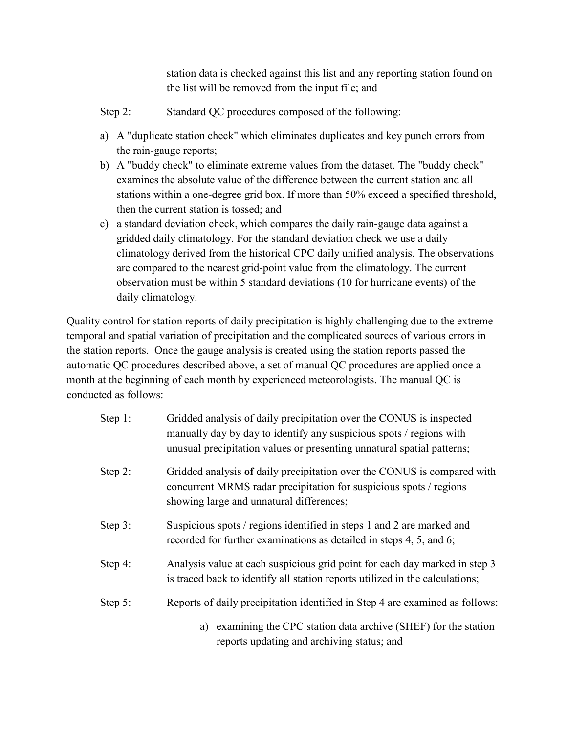station data is checked against this list and any reporting station found on the list will be removed from the input file; and

Step 2: Standard QC procedures composed of the following:

a) A "duplicate station check" which eliminates duplicates and key punch errors from the rain-gauge reports;
b) A "buddy check" to eliminate extreme values from the dataset. The "buddy check" examines the absolute value of the difference between the current station and all stations within a one-degree grid box. If more than 50% exceed a specified threshold, then the current station is tossed; and
c) a standard deviation check, which compares the daily rain-gauge data against a gridded daily climatology. For the standard deviation check we use a daily climatology derived from the historical CPC daily unified analysis. The observations are compared to the nearest grid-point value from the climatology. The current observation must be within 5 standard deviations (10 for hurricane events) of the daily climatology.

Quality control for station reports of daily precipitation is highly challenging due to the extreme temporal and spatial variation of precipitation and the complicated sources of various errors in the station reports. Once the gauge analysis is created using the station reports passed the automatic QC procedures described above, a set of manual QC procedures are applied once a month at the beginning of each month by experienced meteorologists. The manual QC is conducted as follows:

Step 1: Gridded analysis of daily precipitation over the CONUS is inspected manually day by day to identify any suspicious spots / regions with unusual precipitation values or presenting unnatural spatial patterns;

Step 2: Gridded analysis **of** daily precipitation over the CONUS is compared with concurrent MRMS radar precipitation for suspicious spots / regions showing large and unnatural differences;

Step 3: Suspicious spots / regions identified in steps 1 and 2 are marked and recorded for further examinations as detailed in steps 4, 5, and 6;

Step 4: Analysis value at each suspicious grid point for each day marked in step 3 is traced back to identify all station reports utilized in the calculations;

Step 5: Reports of daily precipitation identified in Step 4 are examined as follows:

a) examining the CPC station data archive (SHEF) for the station reports updating and archiving status; and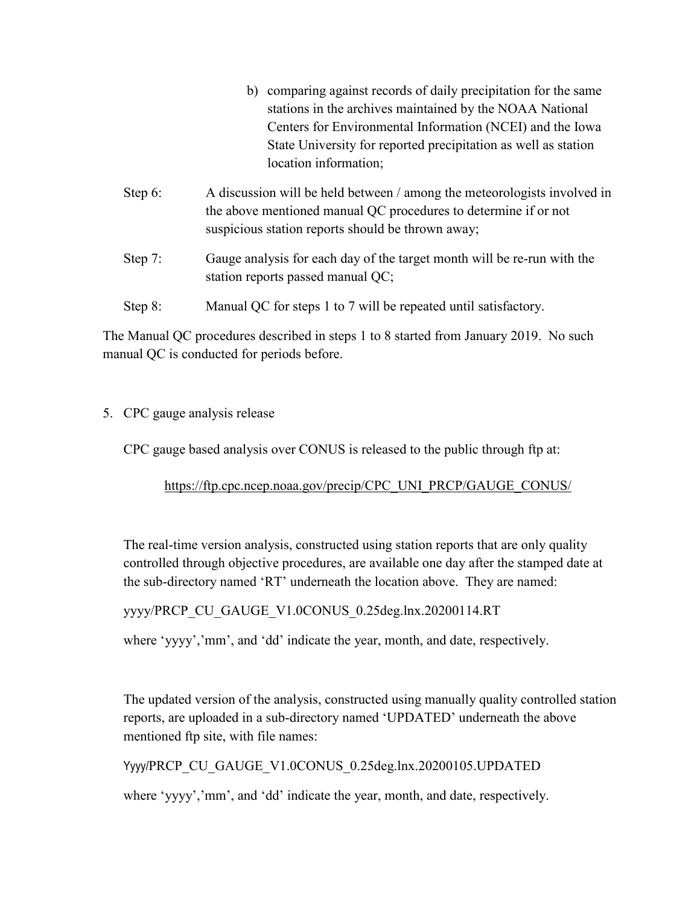b) comparing against records of daily precipitation for the same stations in the archives maintained by the NOAA National Centers for Environmental Information (NCEI) and the Iowa State University for reported precipitation as well as station location information;

Step 6: A discussion will be held between / among the meteorologists involved in the above mentioned manual QC procedures to determine if or not suspicious station reports should be thrown away;

Step 7: Gauge analysis for each day of the target month will be re-run with the station reports passed manual QC;

Step 8: Manual QC for steps 1 to 7 will be repeated until satisfactory.

The Manual QC procedures described in steps 1 to 8 started from January 2019. No such manual QC is conducted for periods before.

5. CPC gauge analysis release

CPC gauge based analysis over CONUS is released to the public through ftp at:

https://ftp.cpc.ncep.noaa.gov/precip/CPC_UNI_PRCP/GAUGE_CONUS/

The real-time version analysis, constructed using station reports that are only quality controlled through objective procedures, are available one day after the stamped date at the sub-directory named 'RT' underneath the location above. They are named:

yyyy/PRCP_CU_GAUGE_V1.0CONUS_0.25deg.lnx.20200114.RT

where 'yyyy','mm', and 'dd' indicate the year, month, and date, respectively.

The updated version of the analysis, constructed using manually quality controlled station reports, are uploaded in a sub-directory named 'UPDATED' underneath the above mentioned ftp site, with file names:

Yyyy/PRCP_CU_GAUGE_V1.0CONUS_0.25deg.lnx.20200105.UPDATED

where 'yyyy','mm', and 'dd' indicate the year, month, and date, respectively.